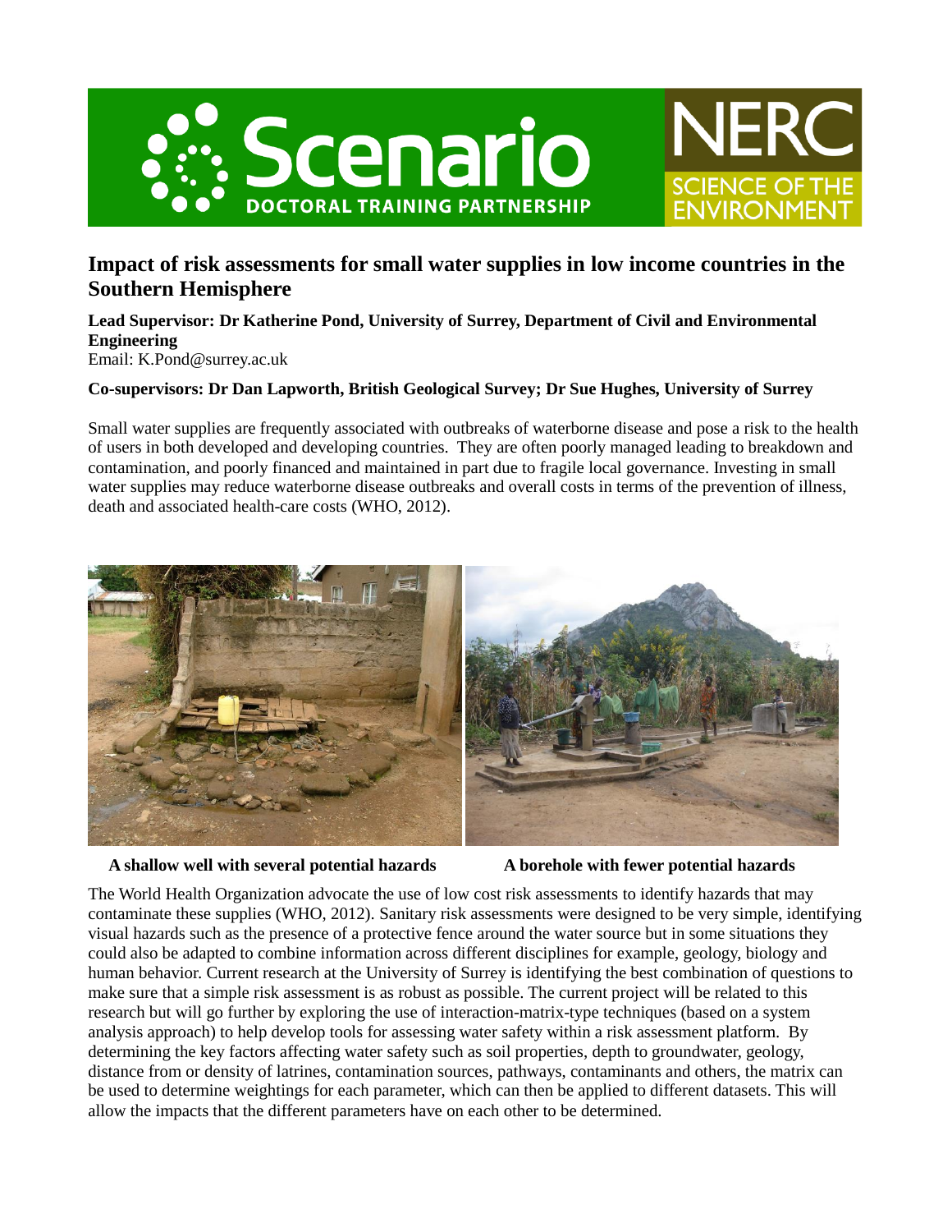# Impact of risk assessments for small water supplies in low income countries in the Southern Hemisphere

**Lead Supervisor: Dr Katherine Pond, University of Surrey, Department of Civil and Environmental Engineering**
Email: K.Pond@surrey.ac.uk

**Co-supervisors: Dr Dan Lapworth, British Geological Survey; Dr Sue Hughes, University of Surrey**

Small water supplies are frequently associated with outbreaks of waterborne disease and pose a risk to the health of users in both developed and developing countries. They are often poorly managed leading to breakdown and contamination, and poorly financed and maintained in part due to fragile local governance. Investing in small water supplies may reduce waterborne disease outbreaks and overall costs in terms of the prevention of illness, death and associated health-care costs (WHO, 2012).

**A shallow well with several potential hazards** **A borehole with fewer potential hazards**

The World Health Organization advocate the use of low cost risk assessments to identify hazards that may contaminate these supplies (WHO, 2012). Sanitary risk assessments were designed to be very simple, identifying visual hazards such as the presence of a protective fence around the water source but in some situations they could also be adapted to combine information across different disciplines for example, geology, biology and human behavior. Current research at the University of Surrey is identifying the best combination of questions to make sure that a simple risk assessment is as robust as possible. The current project will be related to this research but will go further by exploring the use of interaction-matrix-type techniques (based on a system analysis approach) to help develop tools for assessing water safety within a risk assessment platform. By determining the key factors affecting water safety such as soil properties, depth to groundwater, geology, distance from or density of latrines, contamination sources, pathways, contaminants and others, the matrix can be used to determine weightings for each parameter, which can then be applied to different datasets. This will allow the impacts that the different parameters have on each other to be determined.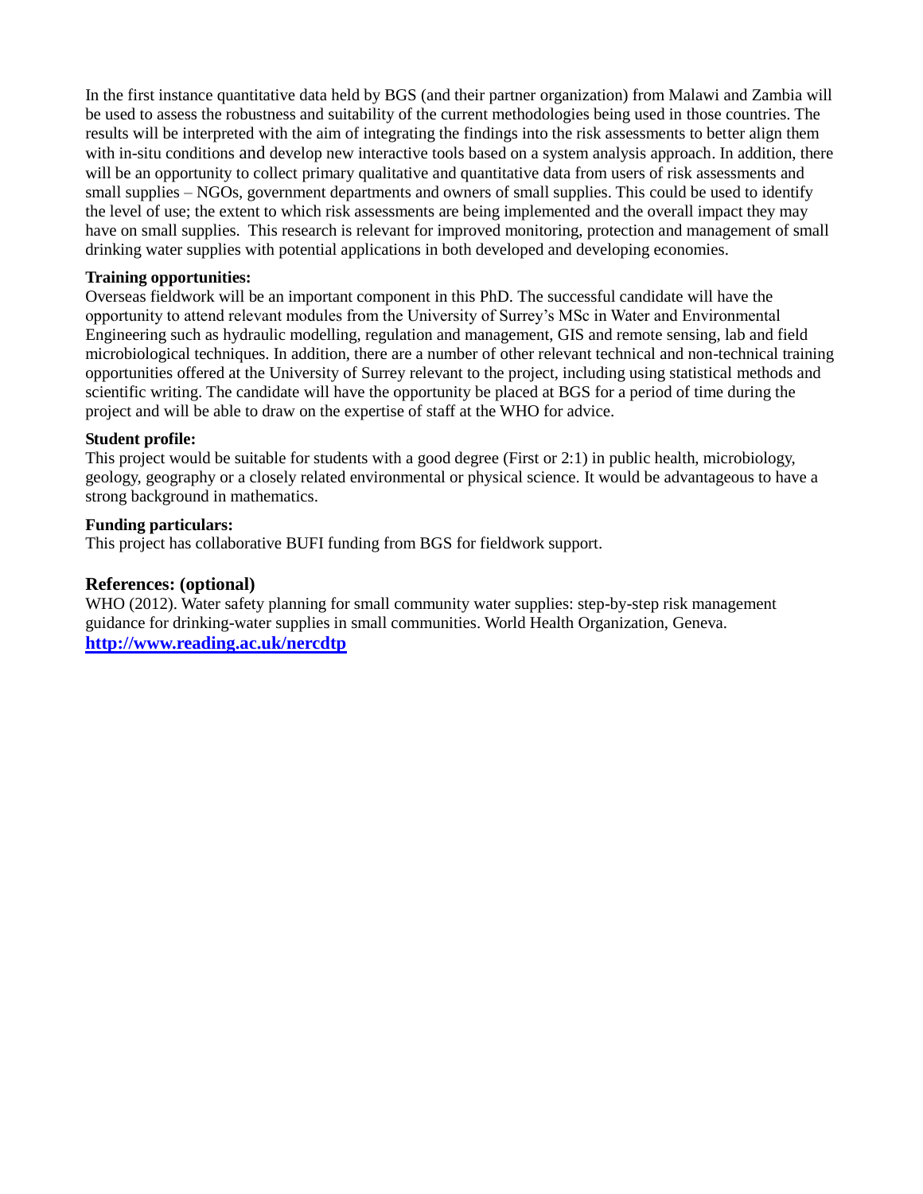In the first instance quantitative data held by BGS (and their partner organization) from Malawi and Zambia will be used to assess the robustness and suitability of the current methodologies being used in those countries. The results will be interpreted with the aim of integrating the findings into the risk assessments to better align them with in-situ conditions and develop new interactive tools based on a system analysis approach. In addition, there will be an opportunity to collect primary qualitative and quantitative data from users of risk assessments and small supplies – NGOs, government departments and owners of small supplies. This could be used to identify the level of use; the extent to which risk assessments are being implemented and the overall impact they may have on small supplies. This research is relevant for improved monitoring, protection and management of small drinking water supplies with potential applications in both developed and developing economies.

**Training opportunities:**
Overseas fieldwork will be an important component in this PhD. The successful candidate will have the opportunity to attend relevant modules from the University of Surrey's MSc in Water and Environmental Engineering such as hydraulic modelling, regulation and management, GIS and remote sensing, lab and field microbiological techniques. In addition, there are a number of other relevant technical and non-technical training opportunities offered at the University of Surrey relevant to the project, including using statistical methods and scientific writing. The candidate will have the opportunity be placed at BGS for a period of time during the project and will be able to draw on the expertise of staff at the WHO for advice.

**Student profile:**
This project would be suitable for students with a good degree (First or 2:1) in public health, microbiology, geology, geography or a closely related environmental or physical science. It would be advantageous to have a strong background in mathematics.

**Funding particulars:**
This project has collaborative BUFI funding from BGS for fieldwork support.

## References: (optional)

WHO (2012). Water safety planning for small community water supplies: step-by-step risk management guidance for drinking-water supplies in small communities. World Health Organization, Geneva.
**http://www.reading.ac.uk/nercdtp**